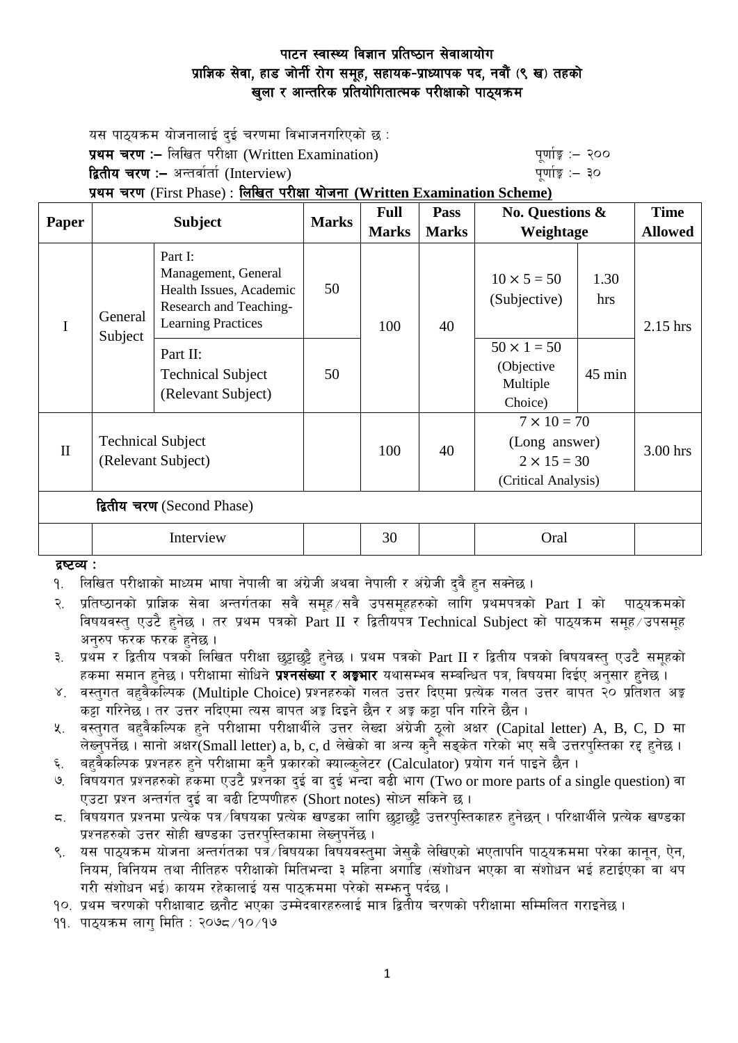# पाटन स्वास्थ्य विज्ञान प्रतिष्ठान सेवाआयोग
## प्राज्ञिक सेवा, हाड जोर्नी रोग समूह, सहायक-प्राध्यापक पद, नवौं (९ ख) तहको
## खुला र आन्तरिक प्रतियोगितात्मक परीक्षाको पाठ्यक्रम

यस पाठ्यक्रम योजनालाई दुई चरणमा विभाजनगरिएको छ :

**प्रथम चरण :–** लिखित परीक्षा (Written Examination) पूर्णाङ्क :– २००

**द्वितीय चरण :–** अन्तर्वार्ता (Interview) पूर्णाङ्क :– ३०

**प्रथम चरण** (First Phase) : **लिखित परीक्षा योजना (Written Examination Scheme)**

| Paper | Subject | | Marks | Full Marks | Pass Marks | No. Questions & Weightage | | Time Allowed |
|---|---|---|---|---|---|---|---|---|
| I | General Subject | Part I: Management, General Health Issues, Academic Research and Teaching-Learning Practices | 50 | 100 | 40 | 10 × 5 = 50 (Subjective) | 1.30 hrs | 2.15 hrs |
| | | Part II: Technical Subject (Relevant Subject) | 50 | | | 50 × 1 = 50 (Objective Multiple Choice) | 45 min | |
| II | Technical Subject (Relevant Subject) | | | 100 | 40 | 7 × 10 = 70 (Long answer) 2 × 15 = 30 (Critical Analysis) | | 3.00 hrs |
| **द्वितीय चरण** (Second Phase) | | | | | | | | |
| | Interview | | | 30 | | Oral | | |

**द्रष्टव्य :**

१. लिखित परीक्षाको माध्यम भाषा नेपाली वा अंग्रेजी अथवा नेपाली र अंग्रेजी दुवै हुन सक्नेछ ।

२. प्रतिष्ठानको प्राज्ञिक सेवा अन्तर्गतका सवै समूह/सवै उपसमूहहरुको लागि प्रथमपत्रको Part I को पाठ्यक्रमको विषयवस्तु एउटै हुनेछ । तर प्रथम पत्रको Part II र द्वितीयपत्र Technical Subject को पाठ्यक्रम समूह/उपसमूह अनुरुप फरक फरक हुनेछ ।

३. प्रथम र द्वितीय पत्रको लिखित परीक्षा छुट्टाछुट्टै हुनेछ । प्रथम पत्रको Part II र द्वितीय पत्रको विषयवस्तु एउटै समूहको हकमा समान हुनेछ । परीक्षामा सोधिने **प्रश्नसंख्या र अङ्कभार** यथासम्भव सम्बन्धित पत्र, विषयमा दिईए अनुसार हुनेछ ।

४. वस्तुगत बहुवैकल्पिक (Multiple Choice) प्रश्नहरुको गलत उत्तर दिएमा प्रत्येक गलत उत्तर बापत २० प्रतिशत अङ्क कट्टा गरिनेछ । तर उत्तर नदिएमा त्यस बापत अङ्क दिइने छैन र अङ्क कट्टा पनि गरिने छैन ।

५. वस्तुगत बहुवैकल्पिक हुने परीक्षामा परीक्षार्थीले उत्तर लेख्दा अंग्रेजी ठूलो अक्षर (Capital letter) A, B, C, D मा लेख्नुपर्नेछ । सानो अक्षर(Small letter) a, b, c, d लेखेको वा अन्य कुनै सङ्केत गरेको भए सबै उत्तरपुस्तिका रद्द हुनेछ ।

६. बहुवैकल्पिक प्रश्नहरु हुने परीक्षामा कुनै प्रकारको क्याल्कुलेटर (Calculator) प्रयोग गर्न पाइने छैन ।

७. विषयगत प्रश्नहरुको हकमा एउटै प्रश्नका दुई वा दुई भन्दा बढी भाग (Two or more parts of a single question) वा एउटा प्रश्न अन्तर्गत दुई वा बढी टिप्पणीहरु (Short notes) सोध्न सकिने छ ।

८. विषयगत प्रश्नमा प्रत्येक पत्र/विषयका प्रत्येक खण्डका लागि छुट्टाछुट्टै उत्तरपुस्तिकाहरु हुनेछन् । परिक्षार्थीले प्रत्येक खण्डका प्रश्नहरुको उत्तर सोही खण्डका उत्तरपुस्तिकामा लेख्नुपर्नेछ ।

९. यस पाठ्यक्रम योजना अन्तर्गतका पत्र/विषयका विषयवस्तुमा जेसुकै लेखिएको भएतापनि पाठ्यक्रममा परेका कानून, ऐन, नियम, विनियम तथा नीतिहरु परीक्षाको मितिभन्दा ३ महिना अगाडि (संशोधन भएका वा संशोधन भई हटाईएका वा थप गरी संशोधन भई) कायम रहेकालाई यस पाठक्रममा परेको सम्झनु पर्दछ ।

१०. प्रथम चरणको परीक्षाबाट छनौट भएका उम्मेदवारहरुलाई मात्र द्वितीय चरणको परीक्षामा सम्मिलित गराइनेछ ।

११. पाठ्यक्रम लागु मिति : २०७८/१०/१७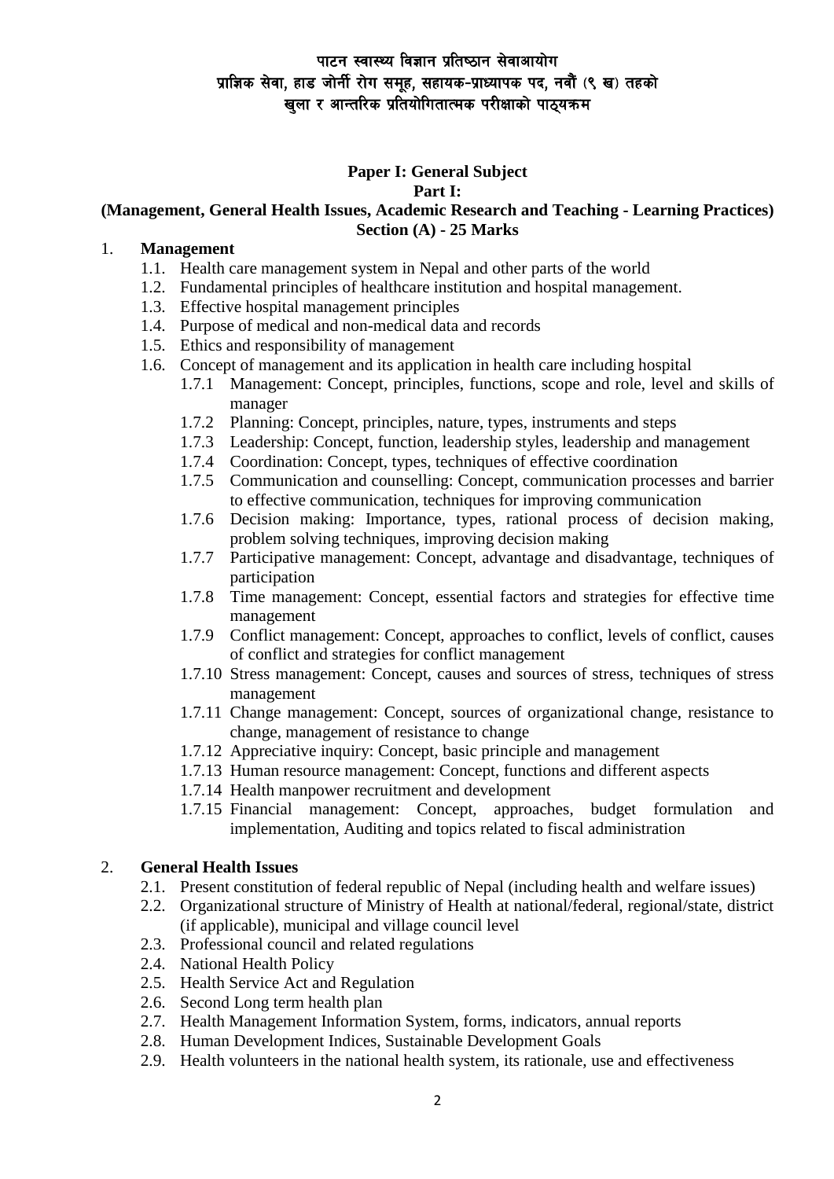पाटन स्वास्थ्य विज्ञान प्रतिष्ठान सेवाआयोग
प्राज्ञिक सेवा, हाड जोर्नी रोग समूह, सहायक-प्राध्यापक पद, नवौं (९ ख) तहको
खुला र आन्तरिक प्रतियोगितात्मक परीक्षाको पाठ्यक्रम

**Paper I: General Subject**

**Part I:**

**(Management, General Health Issues, Academic Research and Teaching - Learning Practices)**

**Section (A) - 25 Marks**

1. **Management**
    - 1.1. Health care management system in Nepal and other parts of the world
    - 1.2. Fundamental principles of healthcare institution and hospital management.
    - 1.3. Effective hospital management principles
    - 1.4. Purpose of medical and non-medical data and records
    - 1.5. Ethics and responsibility of management
    - 1.6. Concept of management and its application in health care including hospital
        - 1.7.1 Management: Concept, principles, functions, scope and role, level and skills of manager
        - 1.7.2 Planning: Concept, principles, nature, types, instruments and steps
        - 1.7.3 Leadership: Concept, function, leadership styles, leadership and management
        - 1.7.4 Coordination: Concept, types, techniques of effective coordination
        - 1.7.5 Communication and counselling: Concept, communication processes and barrier to effective communication, techniques for improving communication
        - 1.7.6 Decision making: Importance, types, rational process of decision making, problem solving techniques, improving decision making
        - 1.7.7 Participative management: Concept, advantage and disadvantage, techniques of participation
        - 1.7.8 Time management: Concept, essential factors and strategies for effective time management
        - 1.7.9 Conflict management: Concept, approaches to conflict, levels of conflict, causes of conflict and strategies for conflict management
        - 1.7.10 Stress management: Concept, causes and sources of stress, techniques of stress management
        - 1.7.11 Change management: Concept, sources of organizational change, resistance to change, management of resistance to change
        - 1.7.12 Appreciative inquiry: Concept, basic principle and management
        - 1.7.13 Human resource management: Concept, functions and different aspects
        - 1.7.14 Health manpower recruitment and development
        - 1.7.15 Financial management: Concept, approaches, budget formulation and implementation, Auditing and topics related to fiscal administration

2. **General Health Issues**
    - 2.1. Present constitution of federal republic of Nepal (including health and welfare issues)
    - 2.2. Organizational structure of Ministry of Health at national/federal, regional/state, district (if applicable), municipal and village council level
    - 2.3. Professional council and related regulations
    - 2.4. National Health Policy
    - 2.5. Health Service Act and Regulation
    - 2.6. Second Long term health plan
    - 2.7. Health Management Information System, forms, indicators, annual reports
    - 2.8. Human Development Indices, Sustainable Development Goals
    - 2.9. Health volunteers in the national health system, its rationale, use and effectiveness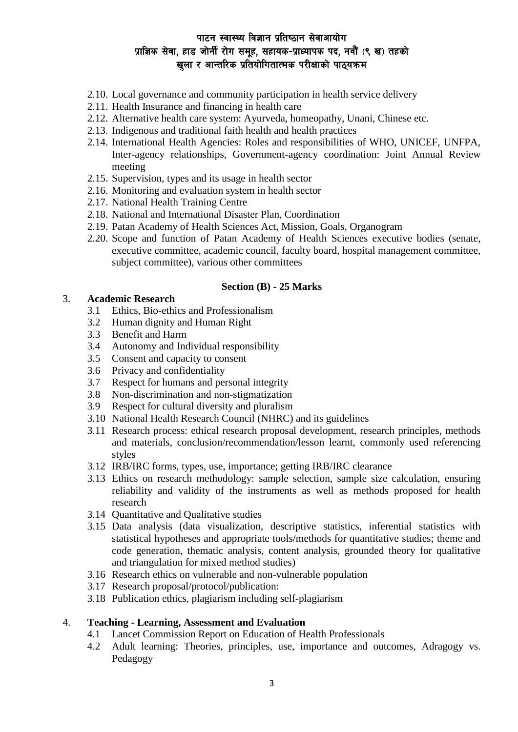2.10. Local governance and community participation in health service delivery
2.11. Health Insurance and financing in health care
2.12. Alternative health care system: Ayurveda, homeopathy, Unani, Chinese etc.
2.13. Indigenous and traditional faith health and health practices
2.14. International Health Agencies: Roles and responsibilities of WHO, UNICEF, UNFPA, Inter-agency relationships, Government-agency coordination: Joint Annual Review meeting
2.15. Supervision, types and its usage in health sector
2.16. Monitoring and evaluation system in health sector
2.17. National Health Training Centre
2.18. National and International Disaster Plan, Coordination
2.19. Patan Academy of Health Sciences Act, Mission, Goals, Organogram
2.20. Scope and function of Patan Academy of Health Sciences executive bodies (senate, executive committee, academic council, faculty board, hospital management committee, subject committee), various other committees

**Section (B) - 25 Marks**

3. **Academic Research**
   3.1 Ethics, Bio-ethics and Professionalism
   3.2 Human dignity and Human Right
   3.3 Benefit and Harm
   3.4 Autonomy and Individual responsibility
   3.5 Consent and capacity to consent
   3.6 Privacy and confidentiality
   3.7 Respect for humans and personal integrity
   3.8 Non-discrimination and non-stigmatization
   3.9 Respect for cultural diversity and pluralism
   3.10 National Health Research Council (NHRC) and its guidelines
   3.11 Research process: ethical research proposal development, research principles, methods and materials, conclusion/recommendation/lesson learnt, commonly used referencing styles
   3.12 IRB/IRC forms, types, use, importance; getting IRB/IRC clearance
   3.13 Ethics on research methodology: sample selection, sample size calculation, ensuring reliability and validity of the instruments as well as methods proposed for health research
   3.14 Quantitative and Qualitative studies
   3.15 Data analysis (data visualization, descriptive statistics, inferential statistics with statistical hypotheses and appropriate tools/methods for quantitative studies; theme and code generation, thematic analysis, content analysis, grounded theory for qualitative and triangulation for mixed method studies)
   3.16 Research ethics on vulnerable and non-vulnerable population
   3.17 Research proposal/protocol/publication:
   3.18 Publication ethics, plagiarism including self-plagiarism

4. **Teaching - Learning, Assessment and Evaluation**
   4.1 Lancet Commission Report on Education of Health Professionals
   4.2 Adult learning: Theories, principles, use, importance and outcomes, Adragogy vs. Pedagogy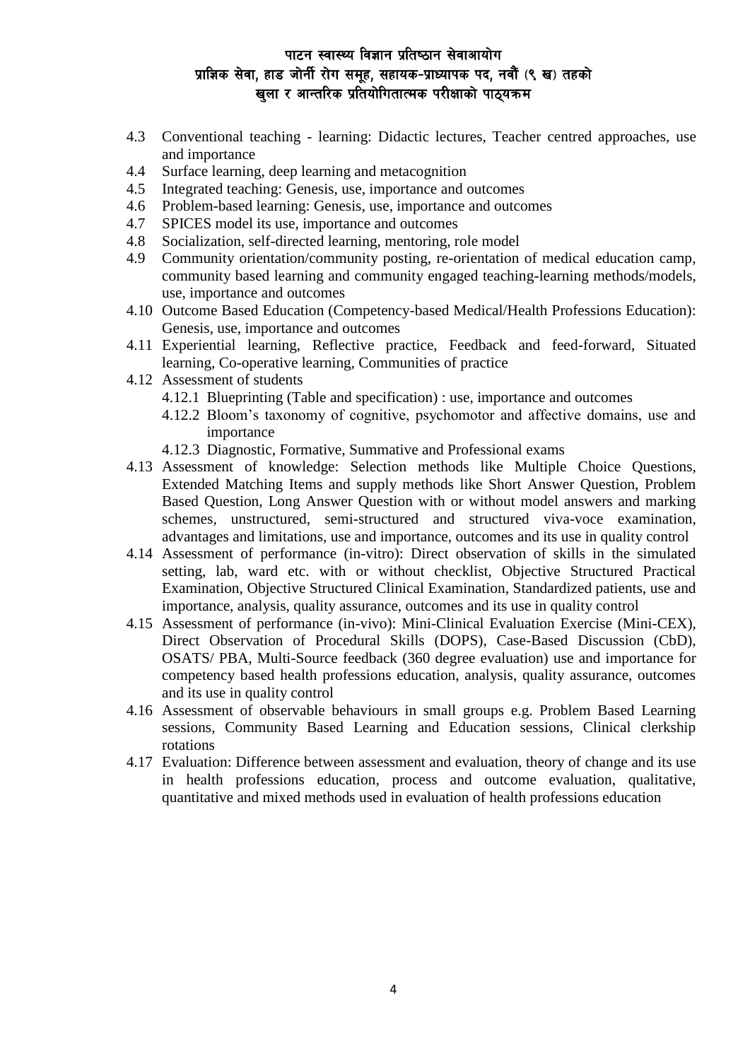4.3 Conventional teaching - learning: Didactic lectures, Teacher centred approaches, use and importance
4.4 Surface learning, deep learning and metacognition
4.5 Integrated teaching: Genesis, use, importance and outcomes
4.6 Problem-based learning: Genesis, use, importance and outcomes
4.7 SPICES model its use, importance and outcomes
4.8 Socialization, self-directed learning, mentoring, role model
4.9 Community orientation/community posting, re-orientation of medical education camp, community based learning and community engaged teaching-learning methods/models, use, importance and outcomes
4.10 Outcome Based Education (Competency-based Medical/Health Professions Education): Genesis, use, importance and outcomes
4.11 Experiential learning, Reflective practice, Feedback and feed-forward, Situated learning, Co-operative learning, Communities of practice
4.12 Assessment of students
    4.12.1 Blueprinting (Table and specification) : use, importance and outcomes
    4.12.2 Bloom's taxonomy of cognitive, psychomotor and affective domains, use and importance
    4.12.3 Diagnostic, Formative, Summative and Professional exams
4.13 Assessment of knowledge: Selection methods like Multiple Choice Questions, Extended Matching Items and supply methods like Short Answer Question, Problem Based Question, Long Answer Question with or without model answers and marking schemes, unstructured, semi-structured and structured viva-voce examination, advantages and limitations, use and importance, outcomes and its use in quality control
4.14 Assessment of performance (in-vitro): Direct observation of skills in the simulated setting, lab, ward etc. with or without checklist, Objective Structured Practical Examination, Objective Structured Clinical Examination, Standardized patients, use and importance, analysis, quality assurance, outcomes and its use in quality control
4.15 Assessment of performance (in-vivo): Mini-Clinical Evaluation Exercise (Mini-CEX), Direct Observation of Procedural Skills (DOPS), Case-Based Discussion (CbD), OSATS/ PBA, Multi-Source feedback (360 degree evaluation) use and importance for competency based health professions education, analysis, quality assurance, outcomes and its use in quality control
4.16 Assessment of observable behaviours in small groups e.g. Problem Based Learning sessions, Community Based Learning and Education sessions, Clinical clerkship rotations
4.17 Evaluation: Difference between assessment and evaluation, theory of change and its use in health professions education, process and outcome evaluation, qualitative, quantitative and mixed methods used in evaluation of health professions education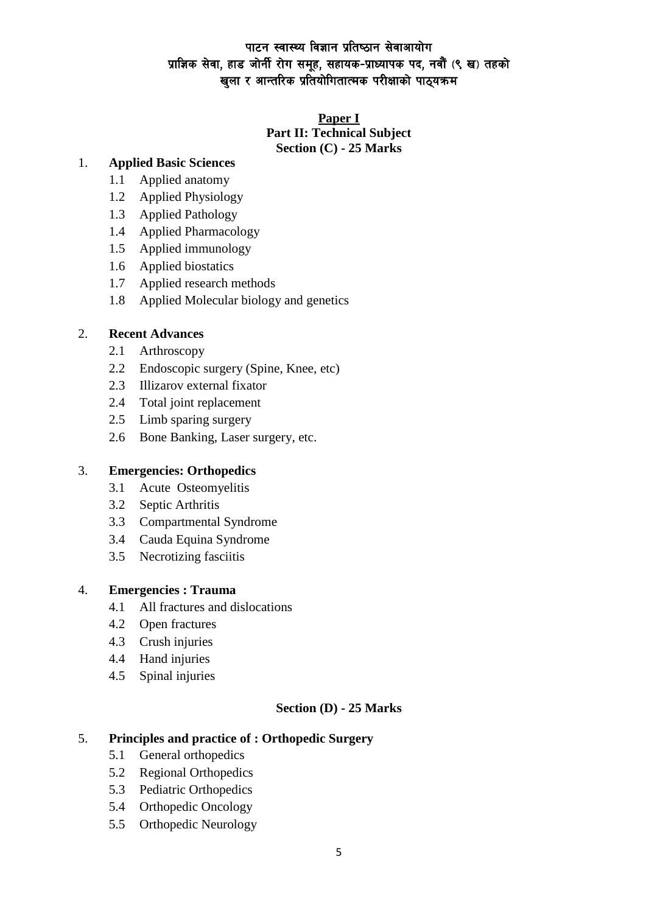पाटन स्वास्थ्य विज्ञान प्रतिष्ठान सेवाआयोग
प्राज्ञिक सेवा, हाड जोर्नी रोग समूह, सहायक-प्राध्यापक पद, नवौं (९ ख) तहको
खुला र आन्तरिक प्रतियोगितात्मक परीक्षाको पाठ्यक्रम

## Paper I
### Part II: Technical Subject
### Section (C) - 25 Marks

1. **Applied Basic Sciences**
    - 1.1 Applied anatomy
    - 1.2 Applied Physiology
    - 1.3 Applied Pathology
    - 1.4 Applied Pharmacology
    - 1.5 Applied immunology
    - 1.6 Applied biostatics
    - 1.7 Applied research methods
    - 1.8 Applied Molecular biology and genetics

2. **Recent Advances**
    - 2.1 Arthroscopy
    - 2.2 Endoscopic surgery (Spine, Knee, etc)
    - 2.3 Illizarov external fixator
    - 2.4 Total joint replacement
    - 2.5 Limb sparing surgery
    - 2.6 Bone Banking, Laser surgery, etc.

3. **Emergencies: Orthopedics**
    - 3.1 Acute Osteomyelitis
    - 3.2 Septic Arthritis
    - 3.3 Compartmental Syndrome
    - 3.4 Cauda Equina Syndrome
    - 3.5 Necrotizing fasciitis

4. **Emergencies : Trauma**
    - 4.1 All fractures and dislocations
    - 4.2 Open fractures
    - 4.3 Crush injuries
    - 4.4 Hand injuries
    - 4.5 Spinal injuries

### Section (D) - 25 Marks

5. **Principles and practice of : Orthopedic Surgery**
    - 5.1 General orthopedics
    - 5.2 Regional Orthopedics
    - 5.3 Pediatric Orthopedics
    - 5.4 Orthopedic Oncology
    - 5.5 Orthopedic Neurology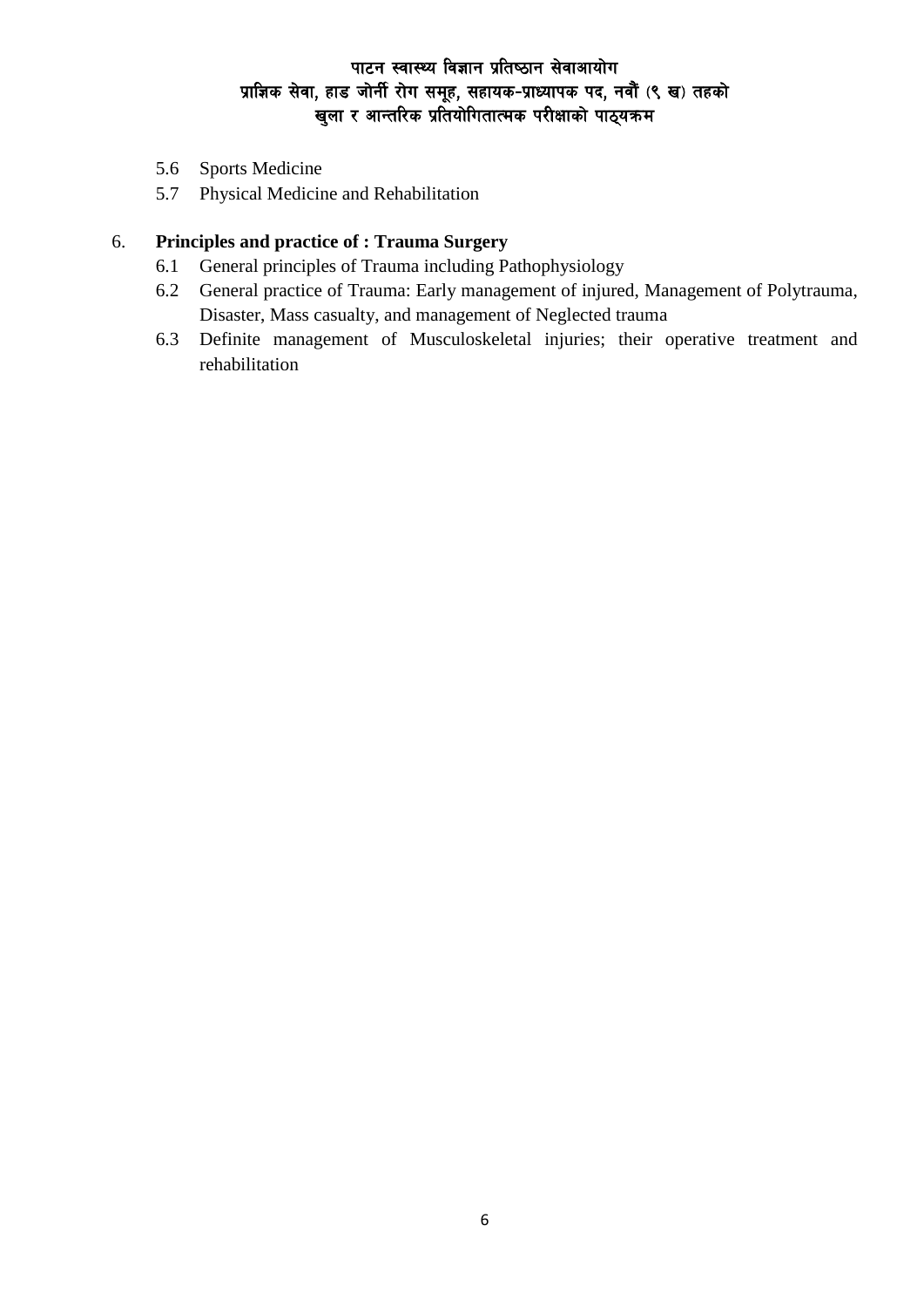5.6 Sports Medicine
5.7 Physical Medicine and Rehabilitation

6. **Principles and practice of : Trauma Surgery**
    6.1 General principles of Trauma including Pathophysiology
    6.2 General practice of Trauma: Early management of injured, Management of Polytrauma, Disaster, Mass casualty, and management of Neglected trauma
    6.3 Definite management of Musculoskeletal injuries; their operative treatment and rehabilitation